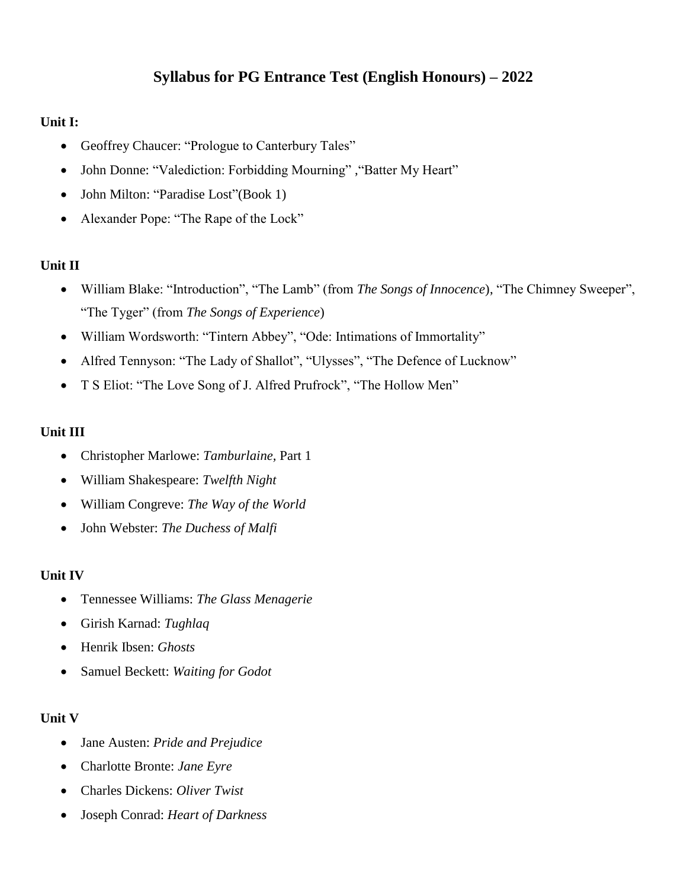# Syllabus for PG Entrance Test (English Honours) – 2022

**Unit I:**

- Geoffrey Chaucer: "Prologue to Canterbury Tales"
- John Donne: "Valediction: Forbidding Mourning" ,"Batter My Heart"
- John Milton: "Paradise Lost"(Book 1)
- Alexander Pope: "The Rape of the Lock"

**Unit II**

- William Blake: "Introduction", "The Lamb" (from *The Songs of Innocence*), "The Chimney Sweeper", "The Tyger" (from *The Songs of Experience*)
- William Wordsworth: "Tintern Abbey", "Ode: Intimations of Immortality"
- Alfred Tennyson: "The Lady of Shallot", "Ulysses", "The Defence of Lucknow"
- T S Eliot: "The Love Song of J. Alfred Prufrock", "The Hollow Men"

**Unit III**

- Christopher Marlowe: *Tamburlaine,* Part 1
- William Shakespeare: *Twelfth Night*
- William Congreve: *The Way of the World*
- John Webster: *The Duchess of Malfi*

**Unit IV**

- Tennessee Williams: *The Glass Menagerie*
- Girish Karnad: *Tughlaq*
- Henrik Ibsen: *Ghosts*
- Samuel Beckett: *Waiting for Godot*

**Unit V**

- Jane Austen: *Pride and Prejudice*
- Charlotte Bronte: *Jane Eyre*
- Charles Dickens: *Oliver Twist*
- Joseph Conrad: *Heart of Darkness*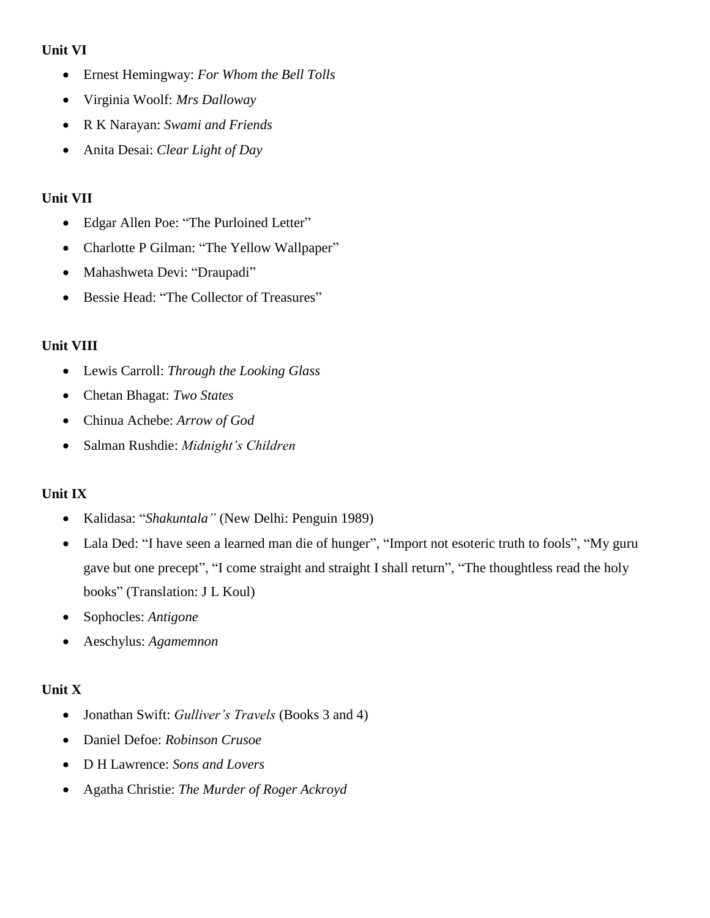**Unit VI**

- Ernest Hemingway: *For Whom the Bell Tolls*
- Virginia Woolf: *Mrs Dalloway*
- R K Narayan: *Swami and Friends*
- Anita Desai: *Clear Light of Day*

**Unit VII**

- Edgar Allen Poe: "The Purloined Letter"
- Charlotte P Gilman: "The Yellow Wallpaper"
- Mahashweta Devi: "Draupadi"
- Bessie Head: "The Collector of Treasures"

**Unit VIII**

- Lewis Carroll: *Through the Looking Glass*
- Chetan Bhagat: *Two States*
- Chinua Achebe: *Arrow of God*
- Salman Rushdie: *Midnight's Children*

**Unit IX**

- Kalidasa: "*Shakuntala"* (New Delhi: Penguin 1989)
- Lala Ded: "I have seen a learned man die of hunger", "Import not esoteric truth to fools", "My guru gave but one precept", "I come straight and straight I shall return", "The thoughtless read the holy books" (Translation: J L Koul)
- Sophocles: *Antigone*
- Aeschylus: *Agamemnon*

**Unit X**

- Jonathan Swift: *Gulliver's Travels* (Books 3 and 4)
- Daniel Defoe: *Robinson Crusoe*
- D H Lawrence: *Sons and Lovers*
- Agatha Christie: *The Murder of Roger Ackroyd*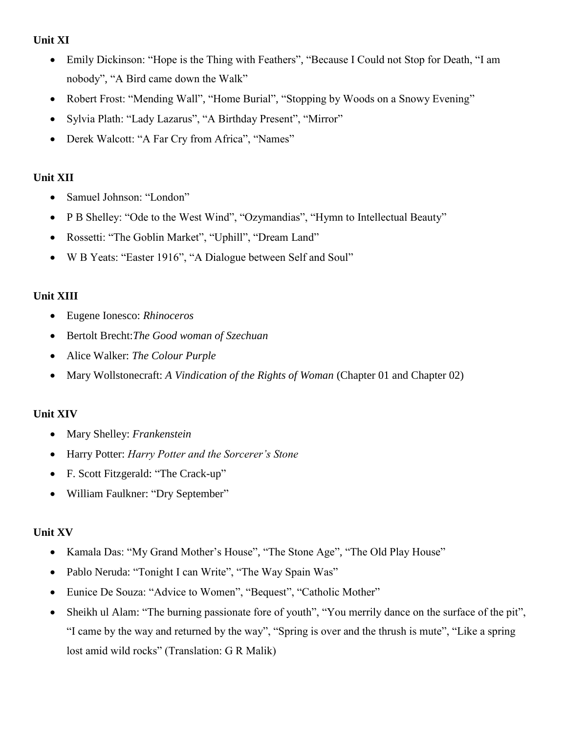**Unit XI**

- Emily Dickinson: “Hope is the Thing with Feathers”, “Because I Could not Stop for Death, “I am nobody”, “A Bird came down the Walk”
- Robert Frost: “Mending Wall”, “Home Burial”, “Stopping by Woods on a Snowy Evening”
- Sylvia Plath: “Lady Lazarus”, “A Birthday Present”, “Mirror”
- Derek Walcott: “A Far Cry from Africa”, “Names”

**Unit XII**

- Samuel Johnson: “London”
- P B Shelley: “Ode to the West Wind”, “Ozymandias”, “Hymn to Intellectual Beauty”
- Rossetti: “The Goblin Market”, “Uphill”, “Dream Land”
- W B Yeats: “Easter 1916”, “A Dialogue between Self and Soul”

**Unit XIII**

- Eugene Ionesco: *Rhinoceros*
- Bertolt Brecht:*The Good woman of Szechuan*
- Alice Walker: *The Colour Purple*
- Mary Wollstonecraft: *A Vindication of the Rights of Woman* (Chapter 01 and Chapter 02)

**Unit XIV**

- Mary Shelley: *Frankenstein*
- Harry Potter: *Harry Potter and the Sorcerer’s Stone*
- F. Scott Fitzgerald: “The Crack-up”
- William Faulkner: “Dry September”

**Unit XV**

- Kamala Das: “My Grand Mother’s House”, “The Stone Age”, “The Old Play House”
- Pablo Neruda: “Tonight I can Write”, “The Way Spain Was”
- Eunice De Souza: “Advice to Women”, “Bequest”, “Catholic Mother”
- Sheikh ul Alam: “The burning passionate fore of youth”, “You merrily dance on the surface of the pit”, “I came by the way and returned by the way”, “Spring is over and the thrush is mute”, “Like a spring lost amid wild rocks” (Translation: G R Malik)